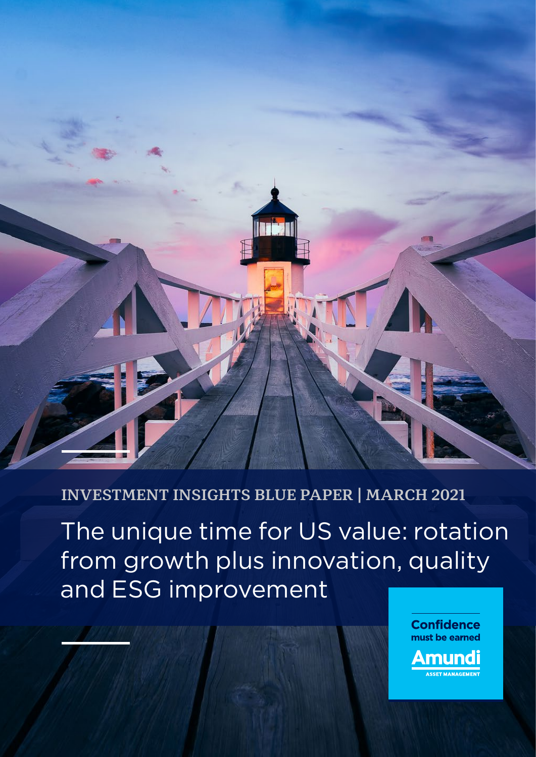INVESTMENT INSIGHTS BLUE PAPER | MARCH 2021

# The unique time for US value: rotation from growth plus innovation, quality and ESG improvement

Confidence must be earned

Amundi ASSET MANAGEMENT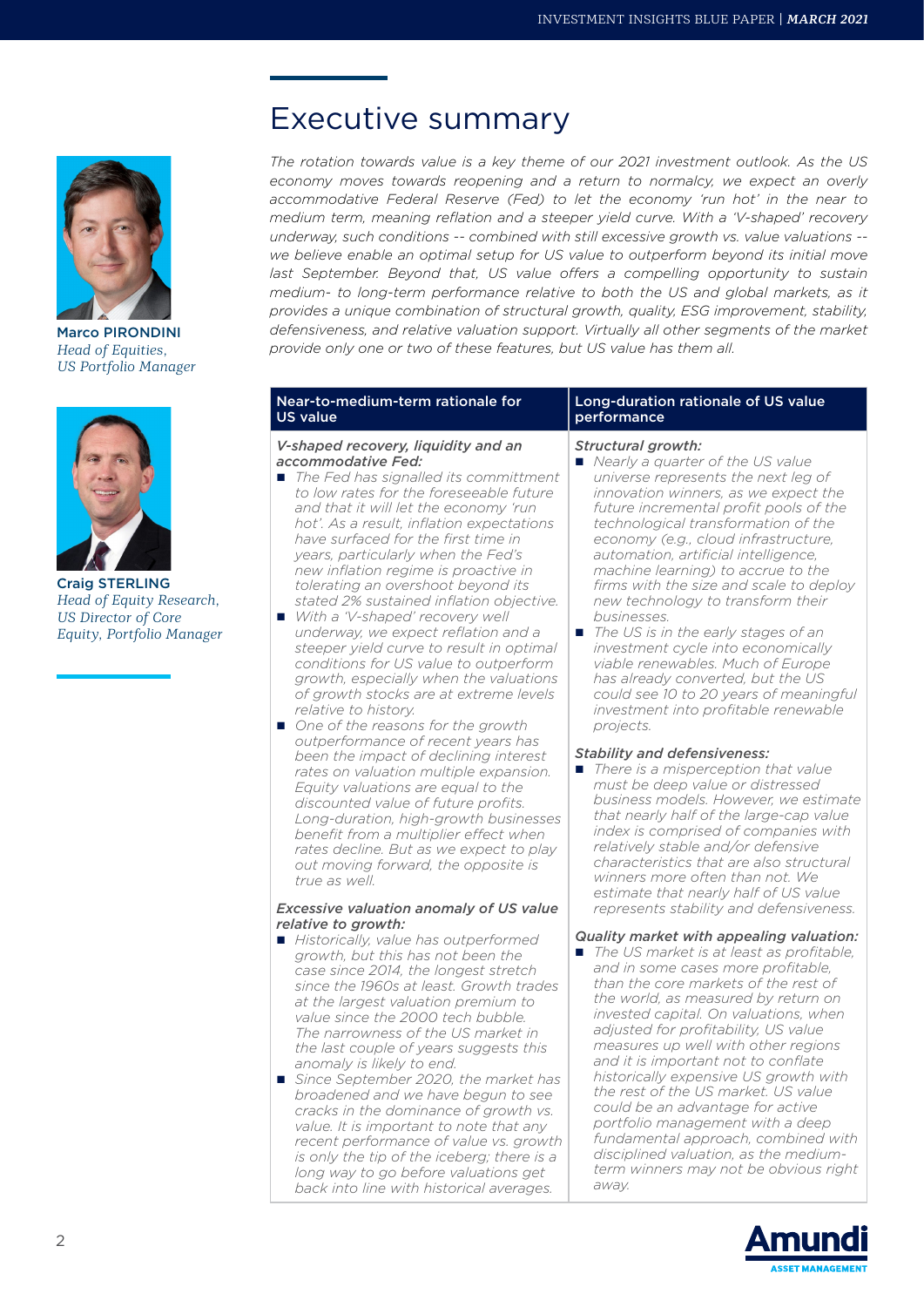Marco PIRONDINI
*Head of Equities, US Portfolio Manager*

Craig STERLING
*Head of Equity Research, US Director of Core Equity, Portfolio Manager*

# Executive summary

*The rotation towards value is a key theme of our 2021 investment outlook. As the US economy moves towards reopening and a return to normalcy, we expect an overly accommodative Federal Reserve (Fed) to let the economy 'run hot' in the near to medium term, meaning reflation and a steeper yield curve. With a 'V-shaped' recovery underway, such conditions -- combined with still excessive growth vs. value valuations -- we believe enable an optimal setup for US value to outperform beyond its initial move last September. Beyond that, US value offers a compelling opportunity to sustain medium- to long-term performance relative to both the US and global markets, as it provides a unique combination of structural growth, quality, ESG improvement, stability, defensiveness, and relative valuation support. Virtually all other segments of the market provide only one or two of these features, but US value has them all.*

| Near-to-medium-term rationale for US value | Long-duration rationale of US value performance |
| --- | --- |
| ***V-shaped recovery, liquidity and an accommodative Fed:***<br>■ *The Fed has signalled its committment to low rates for the foreseeable future and that it will let the economy 'run hot'. As a result, inflation expectations have surfaced for the first time in years, particularly when the Fed's new inflation regime is proactive in tolerating an overshoot beyond its stated 2% sustained inflation objective.*<br>■ *With a 'V-shaped' recovery well underway, we expect reflation and a steeper yield curve to result in optimal conditions for US value to outperform growth, especially when the valuations of growth stocks are at extreme levels relative to history.*<br>■ *One of the reasons for the growth outperformance of recent years has been the impact of declining interest rates on valuation multiple expansion. Equity valuations are equal to the discounted value of future profits. Long-duration, high-growth businesses benefit from a multiplier effect when rates decline. But as we expect to play out moving forward, the opposite is true as well.*<br><br>***Excessive valuation anomaly of US value relative to growth:***<br>■ *Historically, value has outperformed growth, but this has not been the case since 2014, the longest stretch since the 1960s at least. Growth trades at the largest valuation premium to value since the 2000 tech bubble. The narrowness of the US market in the last couple of years suggests this anomaly is likely to end.*<br>■ *Since September 2020, the market has broadened and we have begun to see cracks in the dominance of growth vs. value. It is important to note that any recent performance of value vs. growth is only the tip of the iceberg; there is a long way to go before valuations get back into line with historical averages.* | ***Structural growth:***<br>■ *Nearly a quarter of the US value universe represents the next leg of innovation winners, as we expect the future incremental profit pools of the technological transformation of the economy (e.g., cloud infrastructure, automation, artificial intelligence, machine learning) to accrue to the firms with the size and scale to deploy new technology to transform their businesses.*<br>■ *The US is in the early stages of an investment cycle into economically viable renewables. Much of Europe has already converted, but the US could see 10 to 20 years of meaningful investment into profitable renewable projects.*<br><br>***Stability and defensiveness:***<br>■ *There is a misperception that value must be deep value or distressed business models. However, we estimate that nearly half of the large-cap value index is comprised of companies with relatively stable and/or defensive characteristics that are also structural winners more often than not. We estimate that nearly half of US value represents stability and defensiveness.*<br><br>***Quality market with appealing valuation:***<br>■ *The US market is at least as profitable, and in some cases more profitable, than the core markets of the rest of the world, as measured by return on invested capital. On valuations, when adjusted for profitability, US value measures up well with other regions and it is important not to conflate historically expensive US growth with the rest of the US market. US value could be an advantage for active portfolio management with a deep fundamental approach, combined with disciplined valuation, as the medium-term winners may not be obvious right away.* |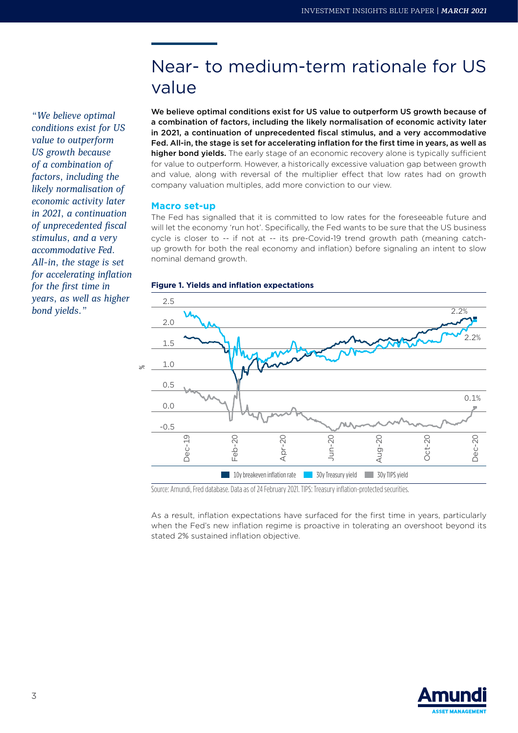# Near- to medium-term rationale for US value

*"We believe optimal conditions exist for US value to outperform US growth because of a combination of factors, including the likely normalisation of economic activity later in 2021, a continuation of unprecedented fiscal stimulus, and a very accommodative Fed. All-in, the stage is set for accelerating inflation for the first time in years, as well as higher bond yields."*

**We believe optimal conditions exist for US value to outperform US growth because of a combination of factors, including the likely normalisation of economic activity later in 2021, a continuation of unprecedented fiscal stimulus, and a very accommodative Fed. All-in, the stage is set for accelerating inflation for the first time in years, as well as higher bond yields.** The early stage of an economic recovery alone is typically sufficient for value to outperform. However, a historically excessive valuation gap between growth and value, along with reversal of the multiplier effect that low rates had on growth company valuation multiples, add more conviction to our view.

## Macro set-up

The Fed has signalled that it is committed to low rates for the foreseeable future and will let the economy 'run hot'. Specifically, the Fed wants to be sure that the US business cycle is closer to -- if not at -- its pre-Covid-19 trend growth path (meaning catch-up growth for both the real economy and inflation) before signaling an intent to slow nominal demand growth.

**Figure 1. Yields and inflation expectations**

Source: Amundi, Fred database. Data as of 24 February 2021. TIPS: Treasury inflation-protected securities.

As a result, inflation expectations have surfaced for the first time in years, particularly when the Fed's new inflation regime is proactive in tolerating an overshoot beyond its stated 2% sustained inflation objective.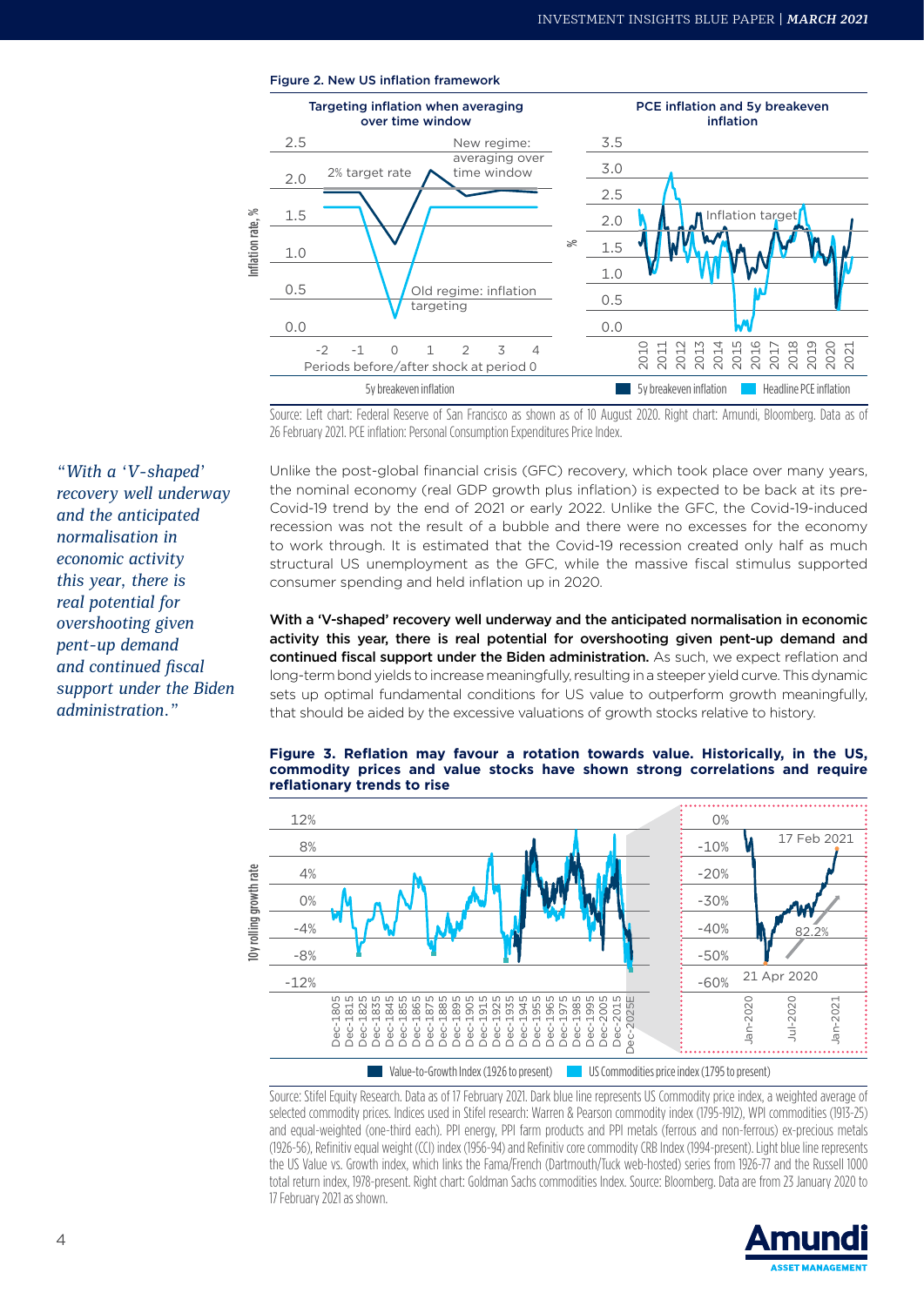**Figure 2. New US inflation framework**

Source: Left chart: Federal Reserve of San Francisco as shown as of 10 August 2020. Right chart: Amundi, Bloomberg. Data as of 26 February 2021. PCE inflation: Personal Consumption Expenditures Price Index.

*"With a 'V-shaped' recovery well underway and the anticipated normalisation in economic activity this year, there is real potential for overshooting given pent-up demand and continued fiscal support under the Biden administration."*

Unlike the post-global financial crisis (GFC) recovery, which took place over many years, the nominal economy (real GDP growth plus inflation) is expected to be back at its pre-Covid-19 trend by the end of 2021 or early 2022. Unlike the GFC, the Covid-19-induced recession was not the result of a bubble and there were no excesses for the economy to work through. It is estimated that the Covid-19 recession created only half as much structural US unemployment as the GFC, while the massive fiscal stimulus supported consumer spending and held inflation up in 2020.

**With a 'V-shaped' recovery well underway and the anticipated normalisation in economic activity this year, there is real potential for overshooting given pent-up demand and continued fiscal support under the Biden administration.** As such, we expect reflation and long-term bond yields to increase meaningfully, resulting in a steeper yield curve. This dynamic sets up optimal fundamental conditions for US value to outperform growth meaningfully, that should be aided by the excessive valuations of growth stocks relative to history.

**Figure 3. Reflation may favour a rotation towards value. Historically, in the US, commodity prices and value stocks have shown strong correlations and require reflationary trends to rise**

Source: Stifel Equity Research. Data as of 17 February 2021. Dark blue line represents US Commodity price index, a weighted average of selected commodity prices. Indices used in Stifel research: Warren & Pearson commodity index (1795-1912), WPI commodities (1913-25) and equal-weighted (one-third each). PPI energy, PPI farm products and PPI metals (ferrous and non-ferrous) ex-precious metals (1926-56), Refinitiv equal weight (CCI) index (1956-94) and Refinitiv core commodity CRB Index (1994-present). Light blue line represents the US Value vs. Growth index, which links the Fama/French (Dartmouth/Tuck web-hosted) series from 1926-77 and the Russell 1000 total return index, 1978-present. Right chart: Goldman Sachs commodities Index. Source: Bloomberg. Data are from 23 January 2020 to 17 February 2021 as shown.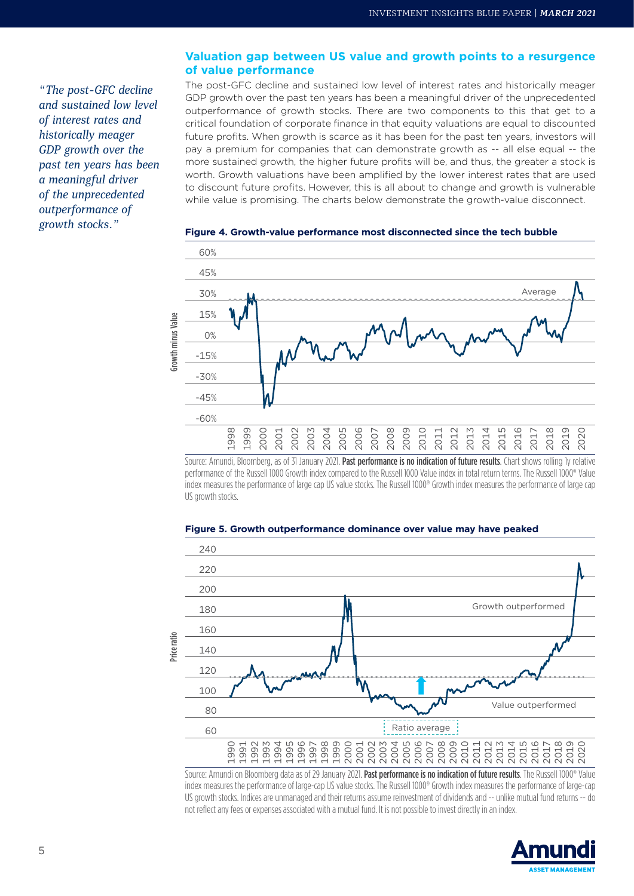*"The post-GFC decline and sustained low level of interest rates and historically meager GDP growth over the past ten years has been a meaningful driver of the unprecedented outperformance of growth stocks."*

## Valuation gap between US value and growth points to a resurgence of value performance

The post-GFC decline and sustained low level of interest rates and historically meager GDP growth over the past ten years has been a meaningful driver of the unprecedented outperformance of growth stocks. There are two components to this that get to a critical foundation of corporate finance in that equity valuations are equal to discounted future profits. When growth is scarce as it has been for the past ten years, investors will pay a premium for companies that can demonstrate growth as -- all else equal -- the more sustained growth, the higher future profits will be, and thus, the greater a stock is worth. Growth valuations have been amplified by the lower interest rates that are used to discount future profits. However, this is all about to change and growth is vulnerable while value is promising. The charts below demonstrate the growth-value disconnect.

**Figure 4. Growth-value performance most disconnected since the tech bubble**

Source: Amundi, Bloomberg, as of 31 January 2021. **Past performance is no indication of future results**. Chart shows rolling 1y relative performance of the Russell 1000 Growth index compared to the Russell 1000 Value index in total return terms. The Russell 1000® Value index measures the performance of large cap US value stocks. The Russell 1000® Growth index measures the performance of large cap US growth stocks.

**Figure 5. Growth outperformance dominance over value may have peaked**

Source: Amundi on Bloomberg data as of 29 January 2021. **Past performance is no indication of future results**. The Russell 1000® Value index measures the performance of large-cap US value stocks. The Russell 1000® Growth index measures the performance of large-cap US growth stocks. Indices are unmanaged and their returns assume reinvestment of dividends and -- unlike mutual fund returns -- do not reflect any fees or expenses associated with a mutual fund. It is not possible to invest directly in an index.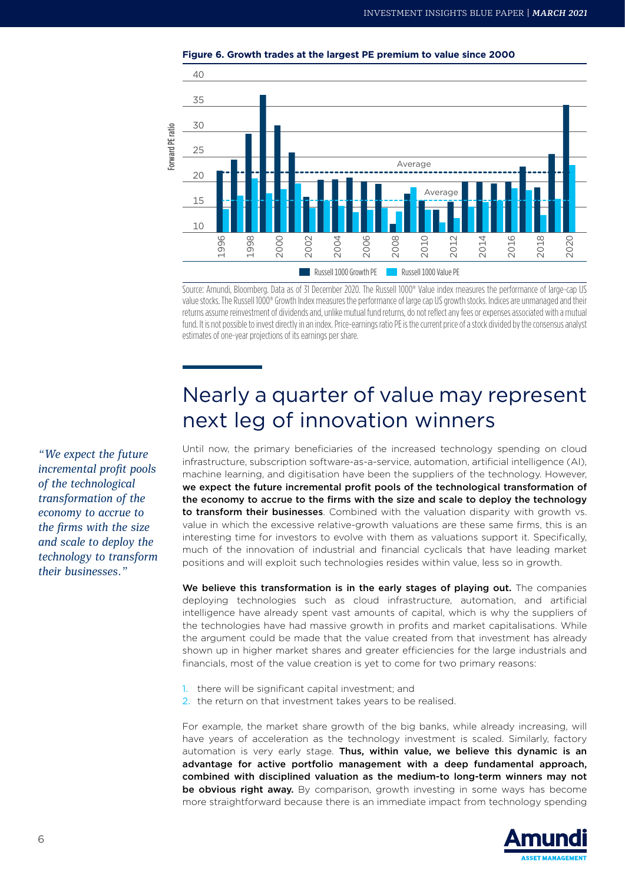**Figure 6. Growth trades at the largest PE premium to value since 2000**

Source: Amundi, Bloomberg. Data as of 31 December 2020. The Russell 1000® Value index measures the performance of large-cap US value stocks. The Russell 1000® Growth Index measures the performance of large cap US growth stocks. Indices are unmanaged and their returns assume reinvestment of dividends and, unlike mutual fund returns, do not reflect any fees or expenses associated with a mutual fund. It is not possible to invest directly in an index. Price-earnings ratio PE is the current price of a stock divided by the consensus analyst estimates of one-year projections of its earnings per share.

## Nearly a quarter of value may represent next leg of innovation winners

*"We expect the future incremental profit pools of the technological transformation of the economy to accrue to the firms with the size and scale to deploy the technology to transform their businesses."*

Until now, the primary beneficiaries of the increased technology spending on cloud infrastructure, subscription software-as-a-service, automation, artificial intelligence (AI), machine learning, and digitisation have been the suppliers of the technology. However, **we expect the future incremental profit pools of the technological transformation of the economy to accrue to the firms with the size and scale to deploy the technology to transform their businesses**. Combined with the valuation disparity with growth vs. value in which the excessive relative-growth valuations are these same firms, this is an interesting time for investors to evolve with them as valuations support it. Specifically, much of the innovation of industrial and financial cyclicals that have leading market positions and will exploit such technologies resides within value, less so in growth.

**We believe this transformation is in the early stages of playing out.** The companies deploying technologies such as cloud infrastructure, automation, and artificial intelligence have already spent vast amounts of capital, which is why the suppliers of the technologies have had massive growth in profits and market capitalisations. While the argument could be made that the value created from that investment has already shown up in higher market shares and greater efficiencies for the large industrials and financials, most of the value creation is yet to come for two primary reasons:

1. there will be significant capital investment; and
2. the return on that investment takes years to be realised.

For example, the market share growth of the big banks, while already increasing, will have years of acceleration as the technology investment is scaled. Similarly, factory automation is very early stage. **Thus, within value, we believe this dynamic is an advantage for active portfolio management with a deep fundamental approach, combined with disciplined valuation as the medium-to long-term winners may not be obvious right away.** By comparison, growth investing in some ways has become more straightforward because there is an immediate impact from technology spending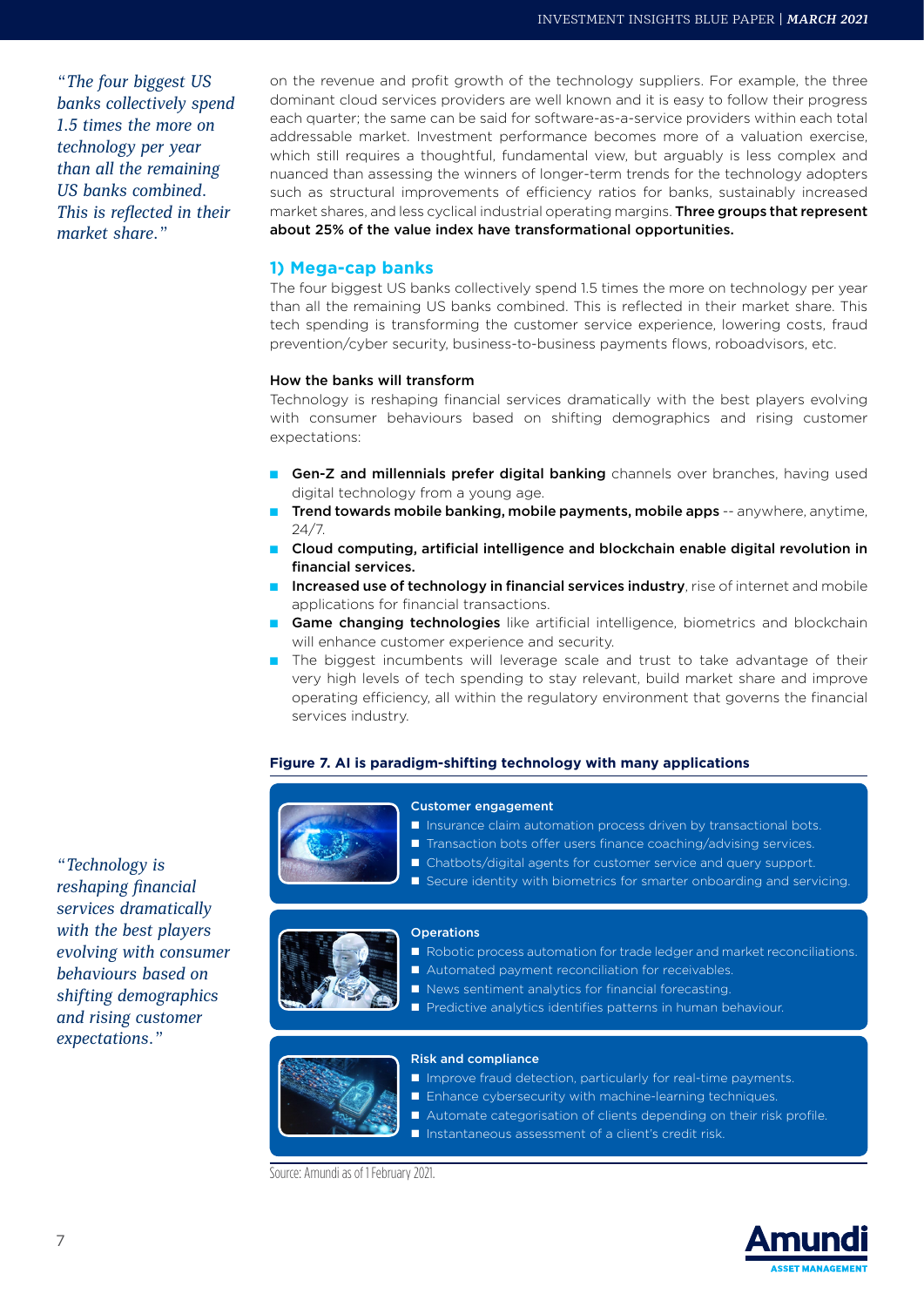*"The four biggest US banks collectively spend 1.5 times the more on technology per year than all the remaining US banks combined. This is reflected in their market share."*

on the revenue and profit growth of the technology suppliers. For example, the three dominant cloud services providers are well known and it is easy to follow their progress each quarter; the same can be said for software-as-a-service providers within each total addressable market. Investment performance becomes more of a valuation exercise, which still requires a thoughtful, fundamental view, but arguably is less complex and nuanced than assessing the winners of longer-term trends for the technology adopters such as structural improvements of efficiency ratios for banks, sustainably increased market shares, and less cyclical industrial operating margins. **Three groups that represent about 25% of the value index have transformational opportunities.**

## 1) Mega-cap banks

The four biggest US banks collectively spend 1.5 times the more on technology per year than all the remaining US banks combined. This is reflected in their market share. This tech spending is transforming the customer service experience, lowering costs, fraud prevention/cyber security, business-to-business payments flows, roboadvisors, etc.

### How the banks will transform

Technology is reshaping financial services dramatically with the best players evolving with consumer behaviours based on shifting demographics and rising customer expectations:

- **Gen-Z and millennials prefer digital banking** channels over branches, having used digital technology from a young age.
- **Trend towards mobile banking, mobile payments, mobile apps** -- anywhere, anytime, 24/7.
- **Cloud computing, artificial intelligence and blockchain enable digital revolution in financial services.**
- **Increased use of technology in financial services industry**, rise of internet and mobile applications for financial transactions.
- **Game changing technologies** like artificial intelligence, biometrics and blockchain will enhance customer experience and security.
- The biggest incumbents will leverage scale and trust to take advantage of their very high levels of tech spending to stay relevant, build market share and improve operating efficiency, all within the regulatory environment that governs the financial services industry.

*"Technology is reshaping financial services dramatically with the best players evolving with consumer behaviours based on shifting demographics and rising customer expectations."*

**Figure 7. AI is paradigm-shifting technology with many applications**

**Customer engagement**
- Insurance claim automation process driven by transactional bots.
- Transaction bots offer users finance coaching/advising services.
- Chatbots/digital agents for customer service and query support.
- Secure identity with biometrics for smarter onboarding and servicing.

**Operations**
- Robotic process automation for trade ledger and market reconciliations.
- Automated payment reconciliation for receivables.
- News sentiment analytics for financial forecasting.
- Predictive analytics identifies patterns in human behaviour.

**Risk and compliance**
- Improve fraud detection, particularly for real-time payments.
- Enhance cybersecurity with machine-learning techniques.
- Automate categorisation of clients depending on their risk profile.
- Instantaneous assessment of a client's credit risk.

Source: Amundi as of 1 February 2021.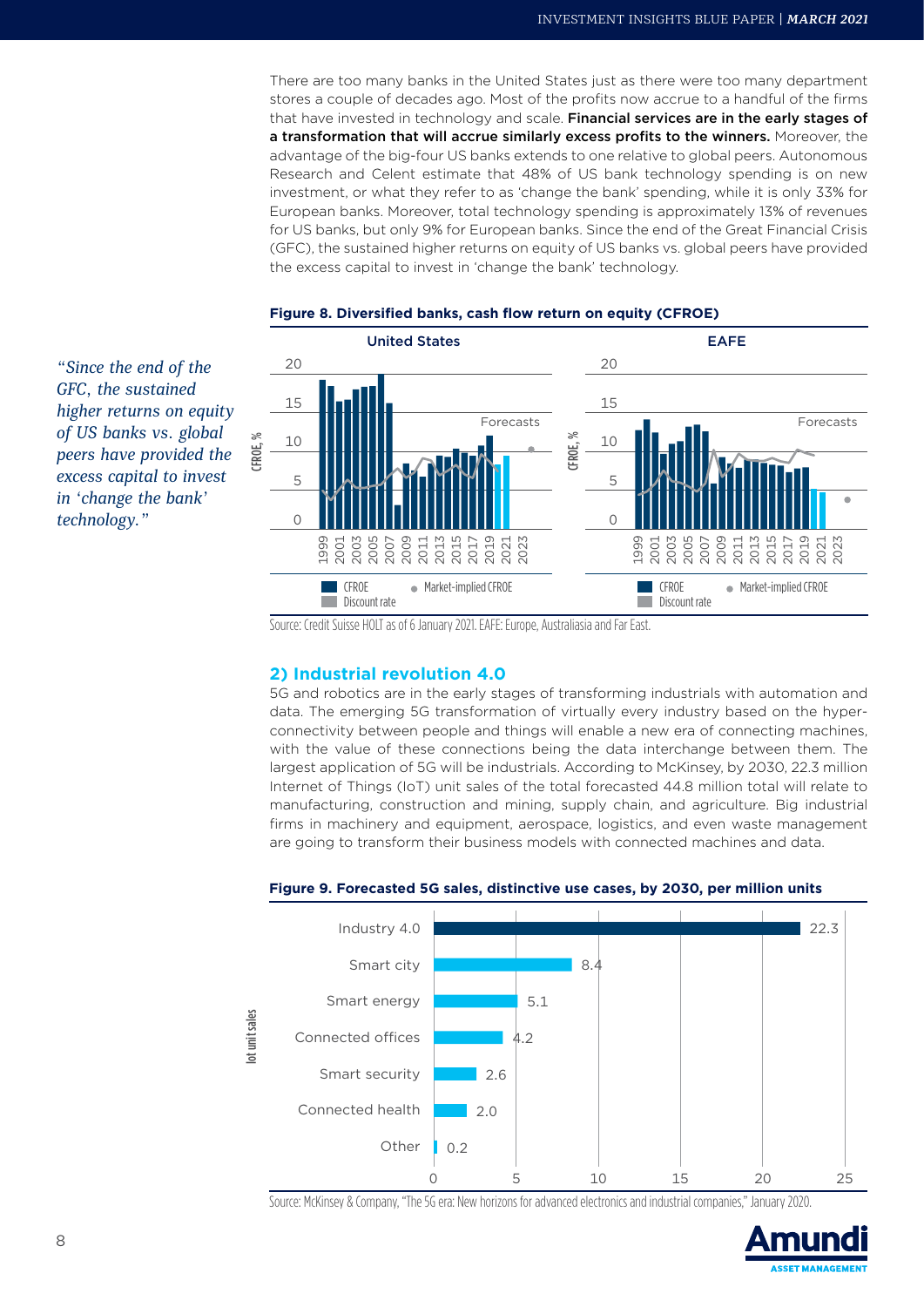There are too many banks in the United States just as there were too many department stores a couple of decades ago. Most of the profits now accrue to a handful of the firms that have invested in technology and scale. **Financial services are in the early stages of a transformation that will accrue similarly excess profits to the winners.** Moreover, the advantage of the big-four US banks extends to one relative to global peers. Autonomous Research and Celent estimate that 48% of US bank technology spending is on new investment, or what they refer to as 'change the bank' spending, while it is only 33% for European banks. Moreover, total technology spending is approximately 13% of revenues for US banks, but only 9% for European banks. Since the end of the Great Financial Crisis (GFC), the sustained higher returns on equity of US banks vs. global peers have provided the excess capital to invest in 'change the bank' technology.

*"Since the end of the GFC, the sustained higher returns on equity of US banks vs. global peers have provided the excess capital to invest in 'change the bank' technology."*

**Figure 8. Diversified banks, cash flow return on equity (CFROE)**

Source: Credit Suisse HOLT as of 6 January 2021. EAFE: Europe, Australiasia and Far East.

## 2) Industrial revolution 4.0

5G and robotics are in the early stages of transforming industrials with automation and data. The emerging 5G transformation of virtually every industry based on the hyper-connectivity between people and things will enable a new era of connecting machines, with the value of these connections being the data interchange between them. The largest application of 5G will be industrials. According to McKinsey, by 2030, 22.3 million Internet of Things (IoT) unit sales of the total forecasted 44.8 million total will relate to manufacturing, construction and mining, supply chain, and agriculture. Big industrial firms in machinery and equipment, aerospace, logistics, and even waste management are going to transform their business models with connected machines and data.

**Figure 9. Forecasted 5G sales, distinctive use cases, by 2030, per million units**

| Use case | Iot unit sales |
|---|---|
| Industry 4.0 | 22.3 |
| Smart city | 8.4 |
| Smart energy | 5.1 |
| Connected offices | 4.2 |
| Smart security | 2.6 |
| Connected health | 2.0 |
| Other | 0.2 |

Source: McKinsey & Company, "The 5G era: New horizons for advanced electronics and industrial companies," January 2020.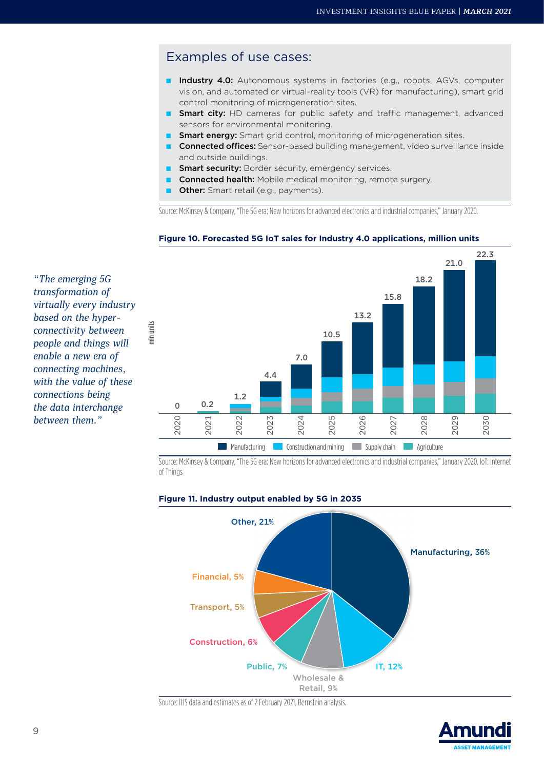## Examples of use cases:

- **Industry 4.0:** Autonomous systems in factories (e.g., robots, AGVs, computer vision, and automated or virtual-reality tools (VR) for manufacturing), smart grid control monitoring of microgeneration sites.
- **Smart city:** HD cameras for public safety and traffic management, advanced sensors for environmental monitoring.
- **Smart energy:** Smart grid control, monitoring of microgeneration sites.
- **Connected offices:** Sensor-based building management, video surveillance inside and outside buildings.
- **Smart security:** Border security, emergency services.
- **Connected health:** Mobile medical monitoring, remote surgery.
- **Other:** Smart retail (e.g., payments).

Source: McKinsey & Company, "The 5G era: New horizons for advanced electronics and industrial companies," January 2020.

*"The emerging 5G transformation of virtually every industry based on the hyper-connectivity between people and things will enable a new era of connecting machines, with the value of these connections being the data interchange between them."*

**Figure 10. Forecasted 5G IoT sales for Industry 4.0 applications, million units**

| Year | Total (mln units) |
|---|---|
| 2020 | 0 |
| 2021 | 0.2 |
| 2022 | 1.2 |
| 2023 | 4.4 |
| 2024 | 7.0 |
| 2025 | 10.5 |
| 2026 | 13.2 |
| 2027 | 15.8 |
| 2028 | 18.2 |
| 2029 | 21.0 |
| 2030 | 22.3 |

Legend: Manufacturing, Construction and mining, Supply chain, Agriculture

Source: McKinsey & Company, "The 5G era: New horizons for advanced electronics and industrial companies," January 2020. IoT: Internet of Things

**Figure 11. Industry output enabled by 5G in 2035**

| Industry | Share |
|---|---|
| Manufacturing | 36% |
| IT | 12% |
| Wholesale & Retail | 9% |
| Public | 7% |
| Construction | 6% |
| Transport | 5% |
| Financial | 5% |
| Other | 21% |

Source: IHS data and estimates as of 2 February 2021, Bernstein analysis.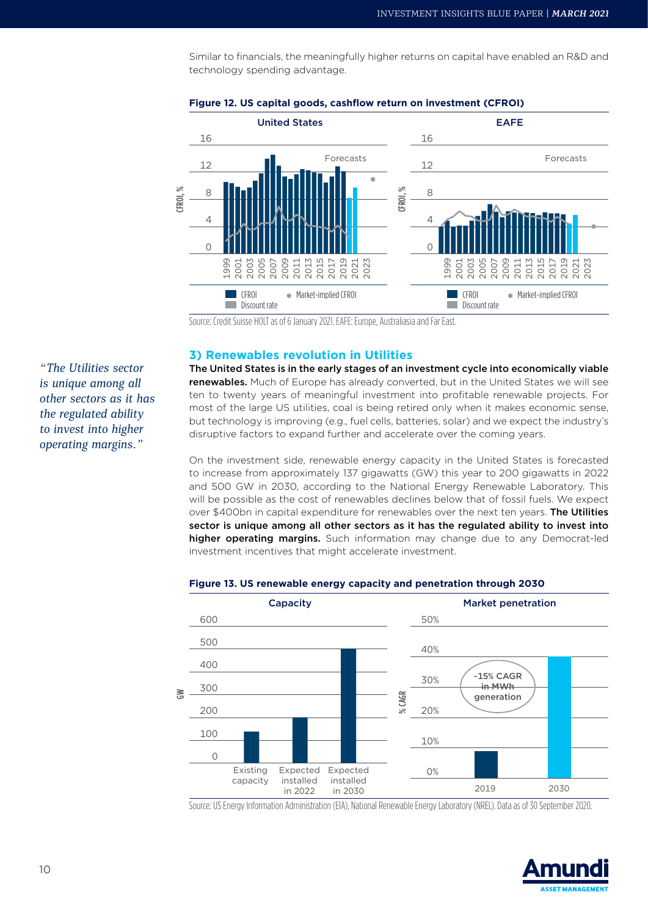Similar to financials, the meaningfully higher returns on capital have enabled an R&D and technology spending advantage.

**Figure 12. US capital goods, cashflow return on investment (CFROI)**

Source: Credit Suisse HOLT as of 6 January 2021. EAFE: Europe, Australiasia and Far East.

### 3) Renewables revolution in Utilities

*"The Utilities sector is unique among all other sectors as it has the regulated ability to invest into higher operating margins."*

**The United States is in the early stages of an investment cycle into economically viable renewables.** Much of Europe has already converted, but in the United States we will see ten to twenty years of meaningful investment into profitable renewable projects. For most of the large US utilities, coal is being retired only when it makes economic sense, but technology is improving (e.g., fuel cells, batteries, solar) and we expect the industry's disruptive factors to expand further and accelerate over the coming years.

On the investment side, renewable energy capacity in the United States is forecasted to increase from approximately 137 gigawatts (GW) this year to 200 gigawatts in 2022 and 500 GW in 2030, according to the National Energy Renewable Laboratory. This will be possible as the cost of renewables declines below that of fossil fuels. We expect over $400bn in capital expenditure for renewables over the next ten years. **The Utilities sector is unique among all other sectors as it has the regulated ability to invest into higher operating margins.** Such information may change due to any Democrat-led investment incentives that might accelerate investment.

**Figure 13. US renewable energy capacity and penetration through 2030**

Source: US Energy Information Administration (EIA), National Renewable Energy Laboratory (NREL). Data as of 30 September 2020.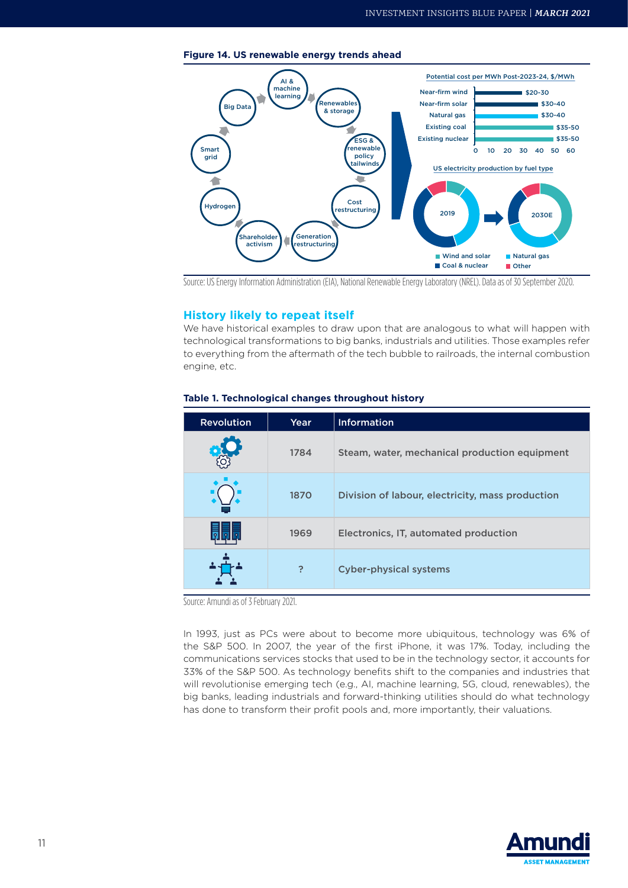**Figure 14. US renewable energy trends ahead**

Source: US Energy Information Administration (EIA), National Renewable Energy Laboratory (NREL). Data as of 30 September 2020.

## History likely to repeat itself

We have historical examples to draw upon that are analogous to what will happen with technological transformations to big banks, industrials and utilities. Those examples refer to everything from the aftermath of the tech bubble to railroads, the internal combustion engine, etc.

**Table 1. Technological changes throughout history**

| Revolution | Year | Information |
|---|---|---|
| | 1784 | Steam, water, mechanical production equipment |
| | 1870 | Division of labour, electricity, mass production |
| | 1969 | Electronics, IT, automated production |
| | ? | Cyber-physical systems |

Source: Amundi as of 3 February 2021.

In 1993, just as PCs were about to become more ubiquitous, technology was 6% of the S&P 500. In 2007, the year of the first iPhone, it was 17%. Today, including the communications services stocks that used to be in the technology sector, it accounts for 33% of the S&P 500. As technology benefits shift to the companies and industries that will revolutionise emerging tech (e.g., AI, machine learning, 5G, cloud, renewables), the big banks, leading industrials and forward-thinking utilities should do what technology has done to transform their profit pools and, more importantly, their valuations.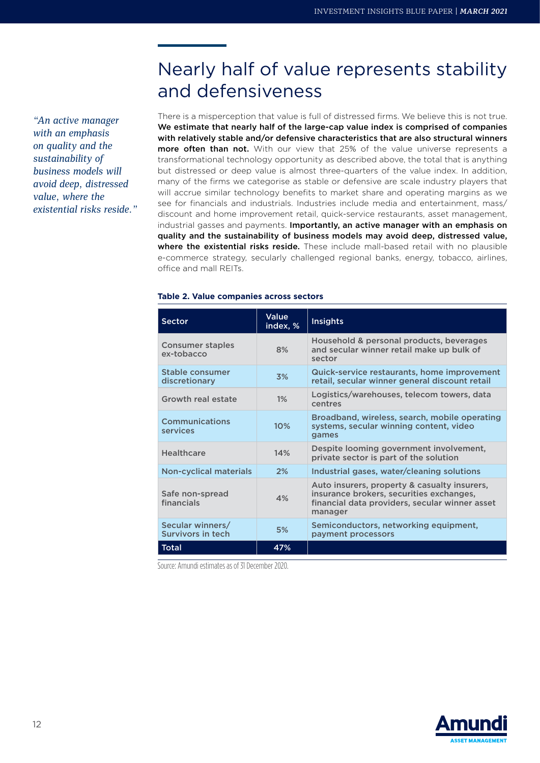## Nearly half of value represents stability and defensiveness

*"An active manager with an emphasis on quality and the sustainability of business models will avoid deep, distressed value, where the existential risks reside."*

There is a misperception that value is full of distressed firms. We believe this is not true. **We estimate that nearly half of the large-cap value index is comprised of companies with relatively stable and/or defensive characteristics that are also structural winners more often than not.** With our view that 25% of the value universe represents a transformational technology opportunity as described above, the total that is anything but distressed or deep value is almost three-quarters of the value index. In addition, many of the firms we categorise as stable or defensive are scale industry players that will accrue similar technology benefits to market share and operating margins as we see for financials and industrials. Industries include media and entertainment, mass/discount and home improvement retail, quick-service restaurants, asset management, industrial gasses and payments. **Importantly, an active manager with an emphasis on quality and the sustainability of business models may avoid deep, distressed value, where the existential risks reside.** These include mall-based retail with no plausible e-commerce strategy, secularly challenged regional banks, energy, tobacco, airlines, office and mall REITs.

**Table 2. Value companies across sectors**

| Sector | Value index, % | Insights |
|---|---|---|
| Consumer staples ex-tobacco | 8% | Household & personal products, beverages and secular winner retail make up bulk of sector |
| Stable consumer discretionary | 3% | Quick-service restaurants, home improvement retail, secular winner general discount retail |
| Growth real estate | 1% | Logistics/warehouses, telecom towers, data centres |
| Communications services | 10% | Broadband, wireless, search, mobile operating systems, secular winning content, video games |
| Healthcare | 14% | Despite looming government involvement, private sector is part of the solution |
| Non-cyclical materials | 2% | Industrial gases, water/cleaning solutions |
| Safe non-spread financials | 4% | Auto insurers, property & casualty insurers, insurance brokers, securities exchanges, financial data providers, secular winner asset manager |
| Secular winners/ Survivors in tech | 5% | Semiconductors, networking equipment, payment processors |
| **Total** | **47%** | |

Source: Amundi estimates as of 31 December 2020.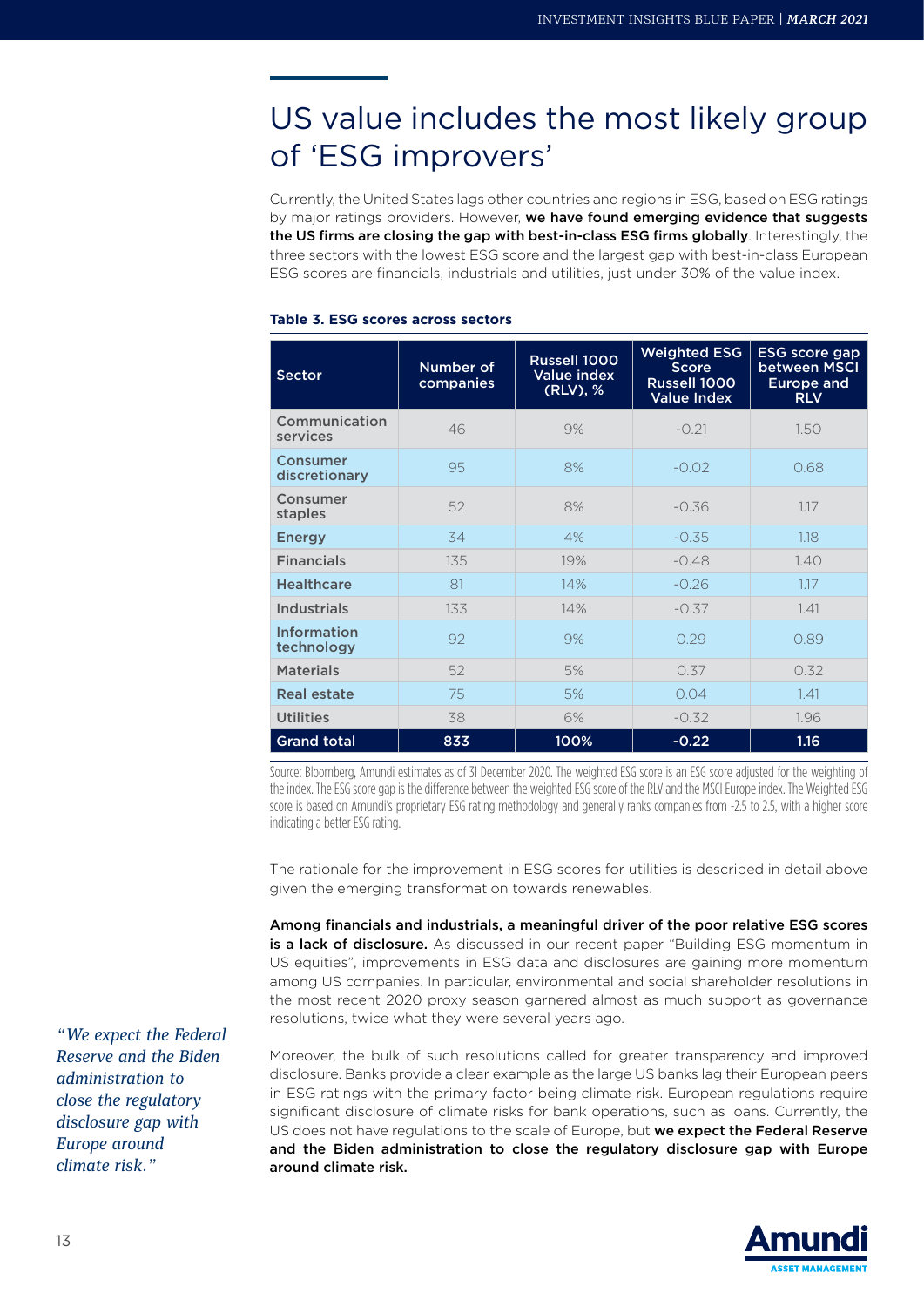# US value includes the most likely group of 'ESG improvers'

Currently, the United States lags other countries and regions in ESG, based on ESG ratings by major ratings providers. However, **we have found emerging evidence that suggests the US firms are closing the gap with best-in-class ESG firms globally**. Interestingly, the three sectors with the lowest ESG score and the largest gap with best-in-class European ESG scores are financials, industrials and utilities, just under 30% of the value index.

**Table 3. ESG scores across sectors**

| Sector | Number of companies | Russell 1000 Value index (RLV), % | Weighted ESG Score Russell 1000 Value Index | ESG score gap between MSCI Europe and RLV |
|---|---|---|---|---|
| Communication services | 46 | 9% | -0.21 | 1.50 |
| Consumer discretionary | 95 | 8% | -0.02 | 0.68 |
| Consumer staples | 52 | 8% | -0.36 | 1.17 |
| Energy | 34 | 4% | -0.35 | 1.18 |
| Financials | 135 | 19% | -0.48 | 1.40 |
| Healthcare | 81 | 14% | -0.26 | 1.17 |
| Industrials | 133 | 14% | -0.37 | 1.41 |
| Information technology | 92 | 9% | 0.29 | 0.89 |
| Materials | 52 | 5% | 0.37 | 0.32 |
| Real estate | 75 | 5% | 0.04 | 1.41 |
| Utilities | 38 | 6% | -0.32 | 1.96 |
| **Grand total** | **833** | **100%** | **-0.22** | **1.16** |

Source: Bloomberg, Amundi estimates as of 31 December 2020. The weighted ESG score is an ESG score adjusted for the weighting of the index. The ESG score gap is the difference between the weighted ESG score of the RLV and the MSCI Europe index. The Weighted ESG score is based on Amundi's proprietary ESG rating methodology and generally ranks companies from -2.5 to 2.5, with a higher score indicating a better ESG rating.

The rationale for the improvement in ESG scores for utilities is described in detail above given the emerging transformation towards renewables.

**Among financials and industrials, a meaningful driver of the poor relative ESG scores is a lack of disclosure.** As discussed in our recent paper "Building ESG momentum in US equities", improvements in ESG data and disclosures are gaining more momentum among US companies. In particular, environmental and social shareholder resolutions in the most recent 2020 proxy season garnered almost as much support as governance resolutions, twice what they were several years ago.

*"We expect the Federal Reserve and the Biden administration to close the regulatory disclosure gap with Europe around climate risk."*

Moreover, the bulk of such resolutions called for greater transparency and improved disclosure. Banks provide a clear example as the large US banks lag their European peers in ESG ratings with the primary factor being climate risk. European regulations require significant disclosure of climate risks for bank operations, such as loans. Currently, the US does not have regulations to the scale of Europe, but **we expect the Federal Reserve and the Biden administration to close the regulatory disclosure gap with Europe around climate risk.**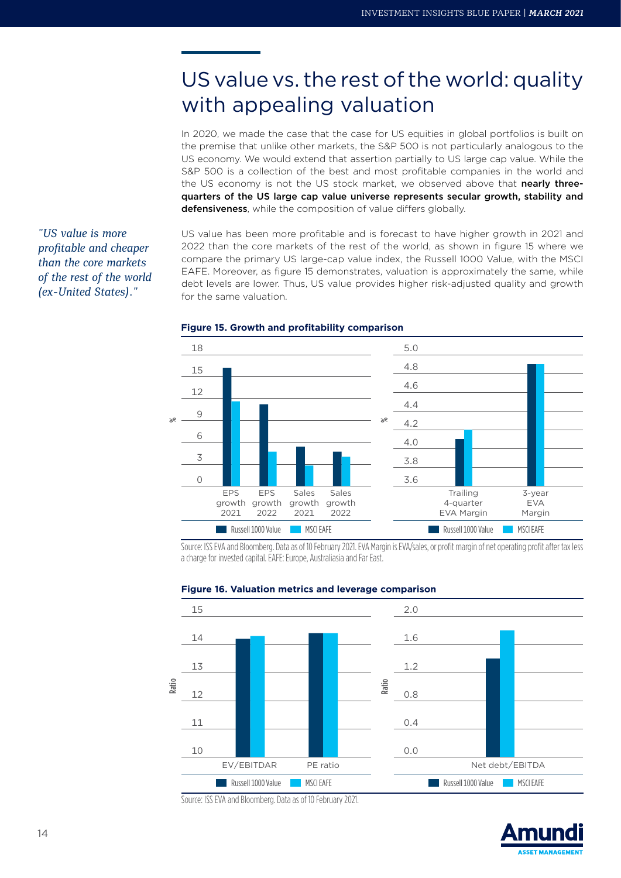# US value vs. the rest of the world: quality with appealing valuation

In 2020, we made the case that the case for US equities in global portfolios is built on the premise that unlike other markets, the S&P 500 is not particularly analogous to the US economy. We would extend that assertion partially to US large cap value. While the S&P 500 is a collection of the best and most profitable companies in the world and the US economy is not the US stock market, we observed above that **nearly three-quarters of the US large cap value universe represents secular growth, stability and defensiveness**, while the composition of value differs globally.

*"US value is more profitable and cheaper than the core markets of the rest of the world (ex-United States)."*

US value has been more profitable and is forecast to have higher growth in 2021 and 2022 than the core markets of the rest of the world, as shown in figure 15 where we compare the primary US large-cap value index, the Russell 1000 Value, with the MSCI EAFE. Moreover, as figure 15 demonstrates, valuation is approximately the same, while debt levels are lower. Thus, US value provides higher risk-adjusted quality and growth for the same valuation.

**Figure 15. Growth and profitability comparison**

Source: ISS EVA and Bloomberg. Data as of 10 February 2021. EVA Margin is EVA/sales, or profit margin of net operating profit after tax less a charge for invested capital. EAFE: Europe, Australiasia and Far East.

**Figure 16. Valuation metrics and leverage comparison**

Source: ISS EVA and Bloomberg. Data as of 10 February 2021.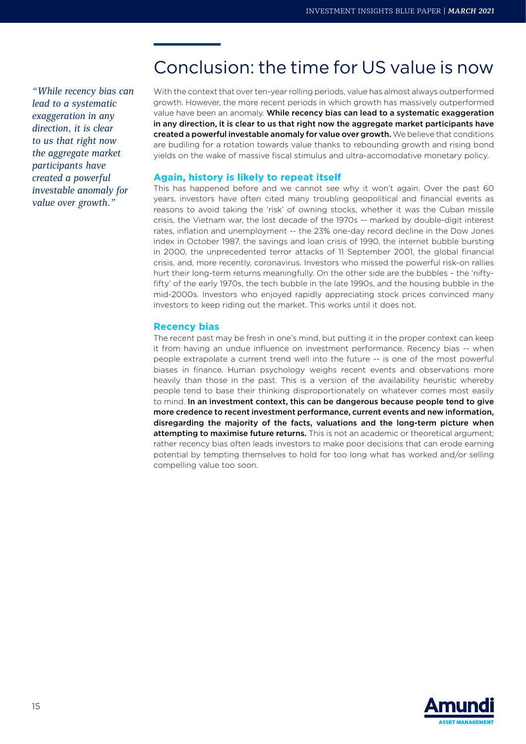## Conclusion: the time for US value is now

*"While recency bias can lead to a systematic exaggeration in any direction, it is clear to us that right now the aggregate market participants have created a powerful investable anomaly for value over growth."*

With the context that over ten-year rolling periods, value has almost always outperformed growth. However, the more recent periods in which growth has massively outperformed value have been an anomaly. **While recency bias can lead to a systematic exaggeration in any direction, it is clear to us that right now the aggregate market participants have created a powerful investable anomaly for value over growth.** We believe that conditions are budiling for a rotation towards value thanks to rebounding growth and rising bond yields on the wake of massive fiscal stimulus and ultra-accomodative monetary policy.

### Again, history is likely to repeat itself

This has happened before and we cannot see why it won't again. Over the past 60 years, investors have often cited many troubling geopolitical and financial events as reasons to avoid taking the 'risk' of owning stocks, whether it was the Cuban missile crisis, the Vietnam war, the lost decade of the 1970s -- marked by double-digit interest rates, inflation and unemployment -- the 23% one-day record decline in the Dow Jones index in October 1987, the savings and loan crisis of 1990, the internet bubble bursting in 2000, the unprecedented terror attacks of 11 September 2001, the global financial crisis, and, more recently, coronavirus. Investors who missed the powerful risk-on rallies hurt their long-term returns meaningfully. On the other side are the bubbles – the 'nifty-fifty' of the early 1970s, the tech bubble in the late 1990s, and the housing bubble in the mid-2000s. Investors who enjoyed rapidly appreciating stock prices convinced many investors to keep riding out the market. This works until it does not.

### Recency bias

The recent past may be fresh in one's mind, but putting it in the proper context can keep it from having an undue influence on investment performance. Recency bias -- when people extrapolate a current trend well into the future -- is one of the most powerful biases in finance. Human psychology weighs recent events and observations more heavily than those in the past. This is a version of the availability heuristic whereby people tend to base their thinking disproportionately on whatever comes most easily to mind. **In an investment context, this can be dangerous because people tend to give more credence to recent investment performance, current events and new information, disregarding the majority of the facts, valuations and the long-term picture when attempting to maximise future returns.** This is not an academic or theoretical argument; rather recency bias often leads investors to make poor decisions that can erode earning potential by tempting themselves to hold for too long what has worked and/or selling compelling value too soon.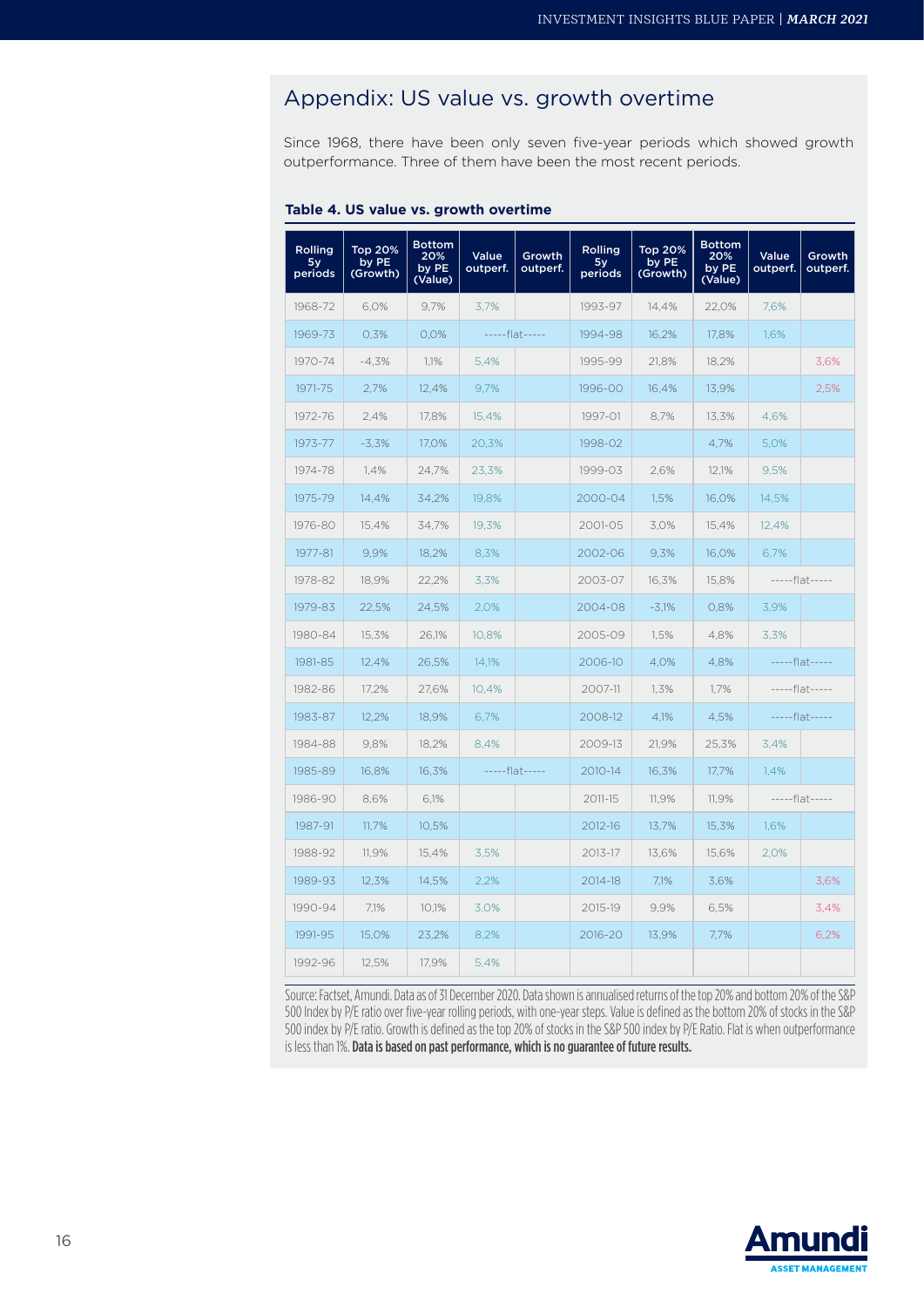## Appendix: US value vs. growth overtime

Since 1968, there have been only seven five-year periods which showed growth outperformance. Three of them have been the most recent periods.

**Table 4. US value vs. growth overtime**

| Rolling 5y periods | Top 20% by PE (Growth) | Bottom 20% by PE (Value) | Value outperf. | Growth outperf. | Rolling 5y periods | Top 20% by PE (Growth) | Bottom 20% by PE (Value) | Value outperf. | Growth outperf. |
|---|---|---|---|---|---|---|---|---|---|
| 1968-72 | 6,0% | 9,7% | 3,7% | | 1993-97 | 14,4% | 22,0% | 7,6% | |
| 1969-73 | 0,3% | 0,0% | -----flat----- | | 1994-98 | 16,2% | 17,8% | 1,6% | |
| 1970-74 | -4,3% | 1,1% | 5,4% | | 1995-99 | 21,8% | 18,2% | | 3,6% |
| 1971-75 | 2,7% | 12,4% | 9,7% | | 1996-00 | 16,4% | 13,9% | | 2,5% |
| 1972-76 | 2,4% | 17,8% | 15,4% | | 1997-01 | 8,7% | 13,3% | 4,6% | |
| 1973-77 | -3,3% | 17,0% | 20,3% | | 1998-02 | | 4,7% | 5,0% | |
| 1974-78 | 1,4% | 24,7% | 23,3% | | 1999-03 | 2,6% | 12,1% | 9,5% | |
| 1975-79 | 14,4% | 34,2% | 19,8% | | 2000-04 | 1,5% | 16,0% | 14,5% | |
| 1976-80 | 15,4% | 34,7% | 19,3% | | 2001-05 | 3,0% | 15,4% | 12,4% | |
| 1977-81 | 9,9% | 18,2% | 8,3% | | 2002-06 | 9,3% | 16,0% | 6,7% | |
| 1978-82 | 18,9% | 22,2% | 3,3% | | 2003-07 | 16,3% | 15,8% | -----flat----- | |
| 1979-83 | 22,5% | 24,5% | 2,0% | | 2004-08 | -3,1% | 0,8% | 3,9% | |
| 1980-84 | 15,3% | 26,1% | 10,8% | | 2005-09 | 1,5% | 4,8% | 3,3% | |
| 1981-85 | 12,4% | 26,5% | 14,1% | | 2006-10 | 4,0% | 4,8% | -----flat----- | |
| 1982-86 | 17,2% | 27,6% | 10,4% | | 2007-11 | 1,3% | 1,7% | -----flat----- | |
| 1983-87 | 12,2% | 18,9% | 6,7% | | 2008-12 | 4,1% | 4,5% | -----flat----- | |
| 1984-88 | 9,8% | 18,2% | 8,4% | | 2009-13 | 21,9% | 25,3% | 3,4% | |
| 1985-89 | 16,8% | 16,3% | -----flat----- | | 2010-14 | 16,3% | 17,7% | 1,4% | |
| 1986-90 | 8,6% | 6,1% | | | 2011-15 | 11,9% | 11,9% | -----flat----- | |
| 1987-91 | 11,7% | 10,5% | | | 2012-16 | 13,7% | 15,3% | 1,6% | |
| 1988-92 | 11,9% | 15,4% | 3,5% | | 2013-17 | 13,6% | 15,6% | 2,0% | |
| 1989-93 | 12,3% | 14,5% | 2,2% | | 2014-18 | 7,1% | 3,6% | | 3,6% |
| 1990-94 | 7,1% | 10,1% | 3,0% | | 2015-19 | 9,9% | 6,5% | | 3,4% |
| 1991-95 | 15,0% | 23,2% | 8,2% | | 2016-20 | 13,9% | 7,7% | | 6,2% |
| 1992-96 | 12,5% | 17,9% | 5,4% | | | | | | |

Source: Factset, Amundi. Data as of 31 December 2020. Data shown is annualised returns of the top 20% and bottom 20% of the S&P 500 Index by P/E ratio over five-year rolling periods, with one-year steps. Value is defined as the bottom 20% of stocks in the S&P 500 index by P/E ratio. Growth is defined as the top 20% of stocks in the S&P 500 index by P/E Ratio. Flat is when outperformance is less than 1%. **Data is based on past performance, which is no guarantee of future results.**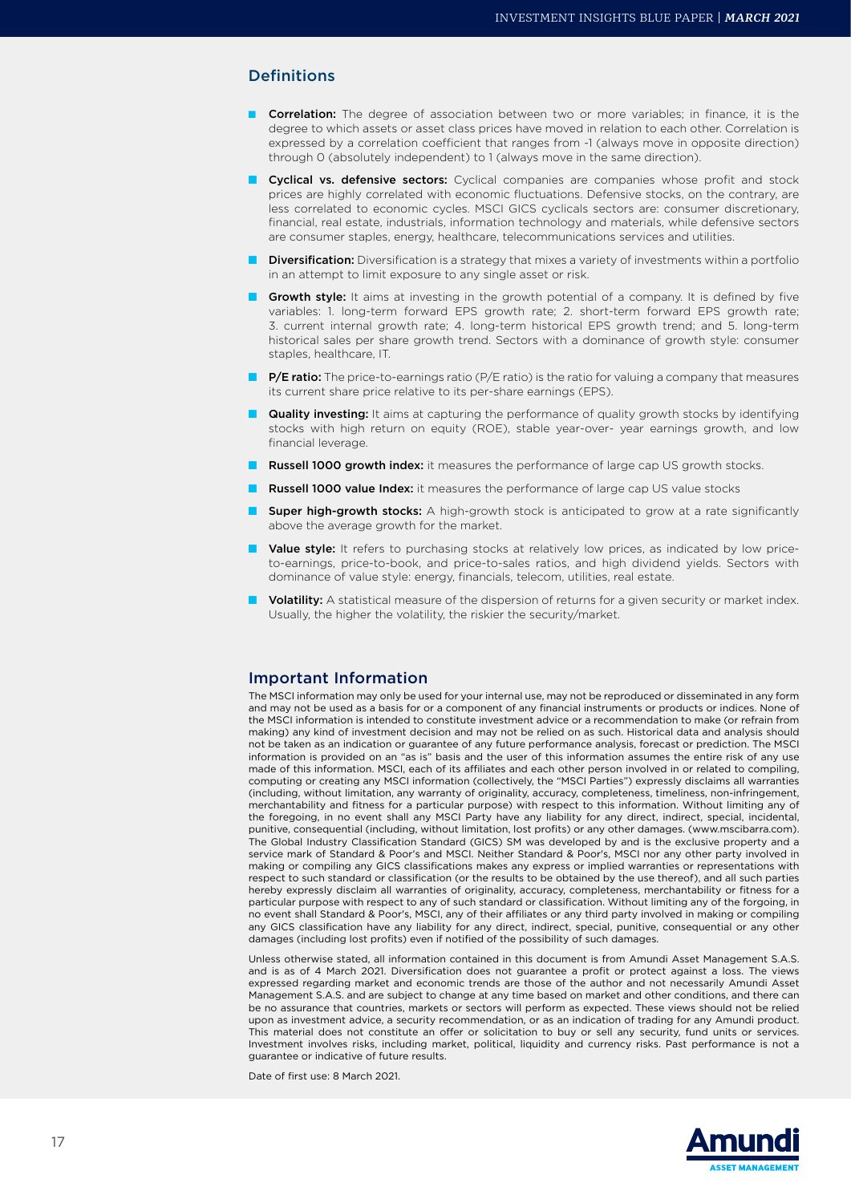## Definitions

- **Correlation:** The degree of association between two or more variables; in finance, it is the degree to which assets or asset class prices have moved in relation to each other. Correlation is expressed by a correlation coefficient that ranges from -1 (always move in opposite direction) through 0 (absolutely independent) to 1 (always move in the same direction).
- **Cyclical vs. defensive sectors:** Cyclical companies are companies whose profit and stock prices are highly correlated with economic fluctuations. Defensive stocks, on the contrary, are less correlated to economic cycles. MSCI GICS cyclicals sectors are: consumer discretionary, financial, real estate, industrials, information technology and materials, while defensive sectors are consumer staples, energy, healthcare, telecommunications services and utilities.
- **Diversification:** Diversification is a strategy that mixes a variety of investments within a portfolio in an attempt to limit exposure to any single asset or risk.
- **Growth style:** It aims at investing in the growth potential of a company. It is defined by five variables: 1. long-term forward EPS growth rate; 2. short-term forward EPS growth rate; 3. current internal growth rate; 4. long-term historical EPS growth trend; and 5. long-term historical sales per share growth trend. Sectors with a dominance of growth style: consumer staples, healthcare, IT.
- **P/E ratio:** The price-to-earnings ratio (P/E ratio) is the ratio for valuing a company that measures its current share price relative to its per-share earnings (EPS).
- **Quality investing:** It aims at capturing the performance of quality growth stocks by identifying stocks with high return on equity (ROE), stable year-over- year earnings growth, and low financial leverage.
- **Russell 1000 growth index:** it measures the performance of large cap US growth stocks.
- **Russell 1000 value Index:** it measures the performance of large cap US value stocks
- **Super high-growth stocks:** A high-growth stock is anticipated to grow at a rate significantly above the average growth for the market.
- **Value style:** It refers to purchasing stocks at relatively low prices, as indicated by low price-to-earnings, price-to-book, and price-to-sales ratios, and high dividend yields. Sectors with dominance of value style: energy, financials, telecom, utilities, real estate.
- **Volatility:** A statistical measure of the dispersion of returns for a given security or market index. Usually, the higher the volatility, the riskier the security/market.

## Important Information

The MSCI information may only be used for your internal use, may not be reproduced or disseminated in any form and may not be used as a basis for or a component of any financial instruments or products or indices. None of the MSCI information is intended to constitute investment advice or a recommendation to make (or refrain from making) any kind of investment decision and may not be relied on as such. Historical data and analysis should not be taken as an indication or guarantee of any future performance analysis, forecast or prediction. The MSCI information is provided on an "as is" basis and the user of this information assumes the entire risk of any use made of this information. MSCI, each of its affiliates and each other person involved in or related to compiling, computing or creating any MSCI information (collectively, the "MSCI Parties") expressly disclaims all warranties (including, without limitation, any warranty of originality, accuracy, completeness, timeliness, non-infringement, merchantability and fitness for a particular purpose) with respect to this information. Without limiting any of the foregoing, in no event shall any MSCI Party have any liability for any direct, indirect, special, incidental, punitive, consequential (including, without limitation, lost profits) or any other damages. (www.mscibarra.com). The Global Industry Classification Standard (GICS) SM was developed by and is the exclusive property and a service mark of Standard & Poor's and MSCI. Neither Standard & Poor's, MSCI nor any other party involved in making or compiling any GICS classifications makes any express or implied warranties or representations with respect to such standard or classification (or the results to be obtained by the use thereof), and all such parties hereby expressly disclaim all warranties of originality, accuracy, completeness, merchantability or fitness for a particular purpose with respect to any of such standard or classification. Without limiting any of the forgoing, in no event shall Standard & Poor's, MSCI, any of their affiliates or any third party involved in making or compiling any GICS classification have any liability for any direct, indirect, special, punitive, consequential or any other damages (including lost profits) even if notified of the possibility of such damages.

Unless otherwise stated, all information contained in this document is from Amundi Asset Management S.A.S. and is as of 4 March 2021. Diversification does not guarantee a profit or protect against a loss. The views expressed regarding market and economic trends are those of the author and not necessarily Amundi Asset Management S.A.S. and are subject to change at any time based on market and other conditions, and there can be no assurance that countries, markets or sectors will perform as expected. These views should not be relied upon as investment advice, a security recommendation, or as an indication of trading for any Amundi product. This material does not constitute an offer or solicitation to buy or sell any security, fund units or services. Investment involves risks, including market, political, liquidity and currency risks. Past performance is not a guarantee or indicative of future results.

Date of first use: 8 March 2021.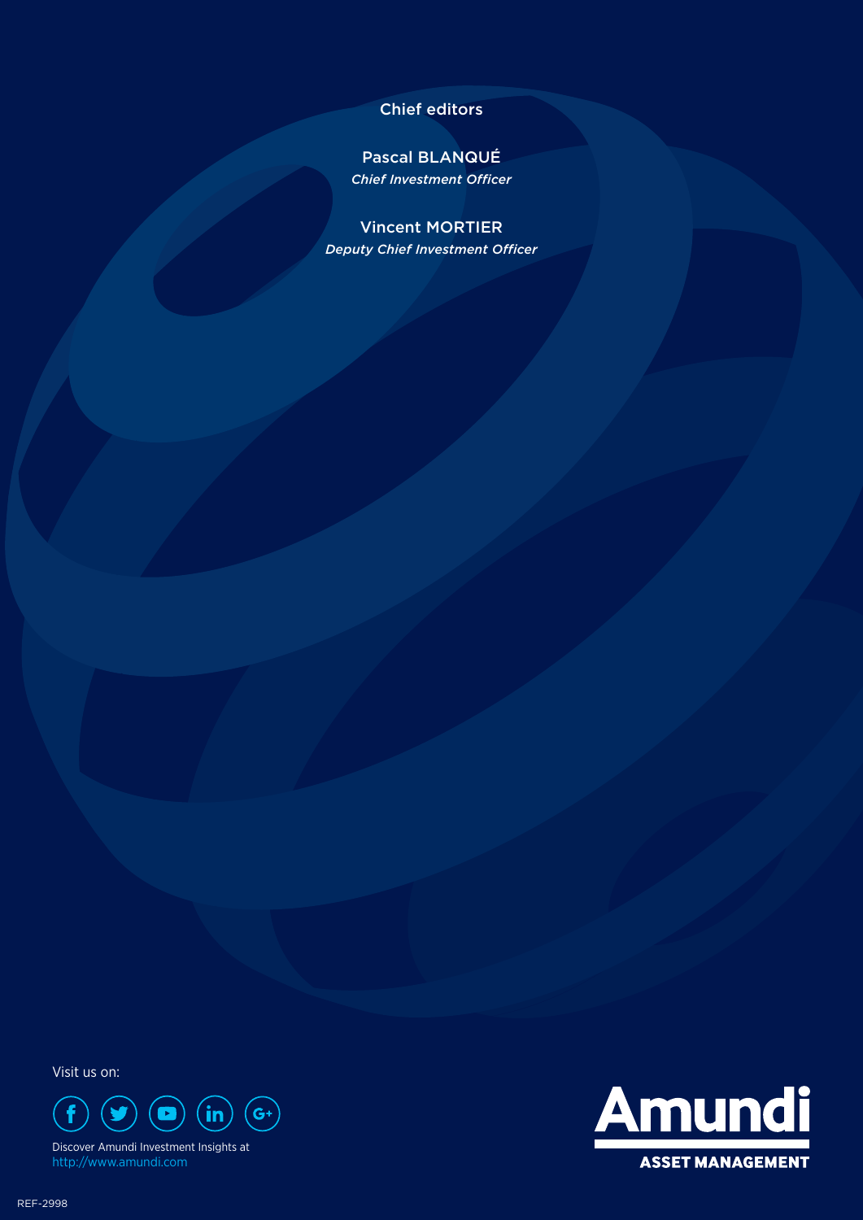Chief editors

Pascal BLANQUÉ
*Chief Investment Officer*

Vincent MORTIER
*Deputy Chief Investment Officer*

Visit us on:

Discover Amundi Investment Insights at
http://www.amundi.com

Amundi
ASSET MANAGEMENT

REF-2998